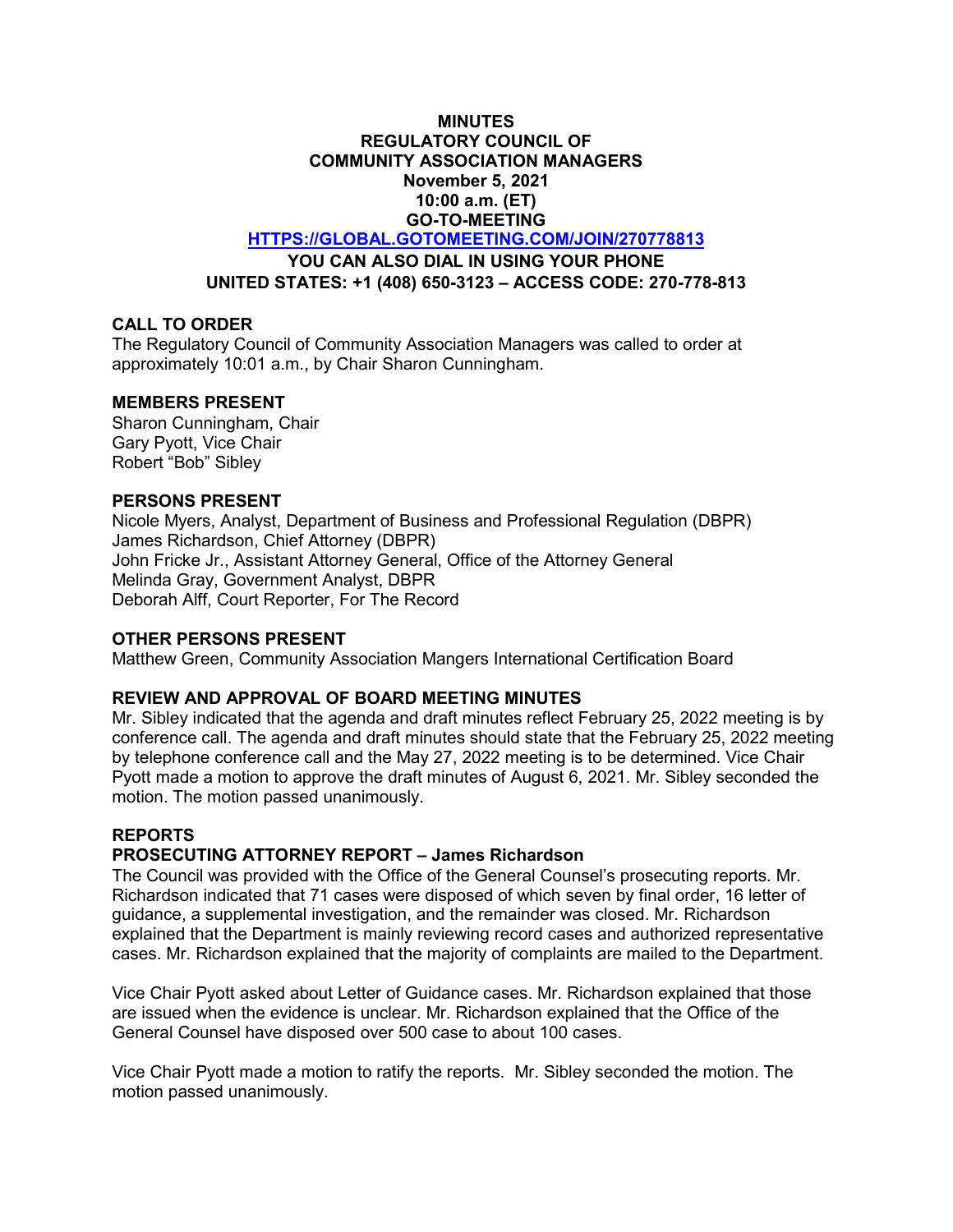**MINUTES**
**REGULATORY COUNCIL OF**
**COMMUNITY ASSOCIATION MANAGERS**
**November 5, 2021**
**10:00 a.m. (ET)**
**GO-TO-MEETING**
**HTTPS://GLOBAL.GOTOMEETING.COM/JOIN/270778813**
**YOU CAN ALSO DIAL IN USING YOUR PHONE**
**UNITED STATES: +1 (408) 650-3123 – ACCESS CODE: 270-778-813**

## CALL TO ORDER

The Regulatory Council of Community Association Managers was called to order at approximately 10:01 a.m., by Chair Sharon Cunningham.

## MEMBERS PRESENT

Sharon Cunningham, Chair
Gary Pyott, Vice Chair
Robert "Bob" Sibley

## PERSONS PRESENT

Nicole Myers, Analyst, Department of Business and Professional Regulation (DBPR)
James Richardson, Chief Attorney (DBPR)
John Fricke Jr., Assistant Attorney General, Office of the Attorney General
Melinda Gray, Government Analyst, DBPR
Deborah Alff, Court Reporter, For The Record

## OTHER PERSONS PRESENT

Matthew Green, Community Association Mangers International Certification Board

## REVIEW AND APPROVAL OF BOARD MEETING MINUTES

Mr. Sibley indicated that the agenda and draft minutes reflect February 25, 2022 meeting is by conference call. The agenda and draft minutes should state that the February 25, 2022 meeting by telephone conference call and the May 27, 2022 meeting is to be determined. Vice Chair Pyott made a motion to approve the draft minutes of August 6, 2021. Mr. Sibley seconded the motion. The motion passed unanimously.

## REPORTS

### PROSECUTING ATTORNEY REPORT – James Richardson

The Council was provided with the Office of the General Counsel's prosecuting reports. Mr. Richardson indicated that 71 cases were disposed of which seven by final order, 16 letter of guidance, a supplemental investigation, and the remainder was closed. Mr. Richardson explained that the Department is mainly reviewing record cases and authorized representative cases. Mr. Richardson explained that the majority of complaints are mailed to the Department.

Vice Chair Pyott asked about Letter of Guidance cases. Mr. Richardson explained that those are issued when the evidence is unclear. Mr. Richardson explained that the Office of the General Counsel have disposed over 500 case to about 100 cases.

Vice Chair Pyott made a motion to ratify the reports. Mr. Sibley seconded the motion. The motion passed unanimously.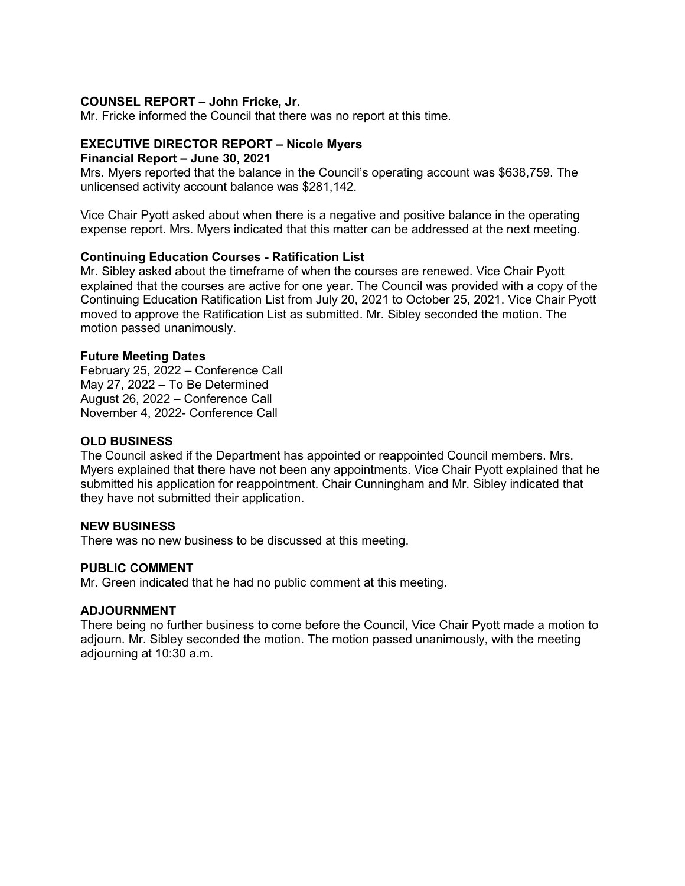**COUNSEL REPORT – John Fricke, Jr.**
Mr. Fricke informed the Council that there was no report at this time.

**EXECUTIVE DIRECTOR REPORT – Nicole Myers**
**Financial Report – June 30, 2021**
Mrs. Myers reported that the balance in the Council's operating account was $638,759. The unlicensed activity account balance was $281,142.

Vice Chair Pyott asked about when there is a negative and positive balance in the operating expense report. Mrs. Myers indicated that this matter can be addressed at the next meeting.

**Continuing Education Courses - Ratification List**
Mr. Sibley asked about the timeframe of when the courses are renewed. Vice Chair Pyott explained that the courses are active for one year. The Council was provided with a copy of the Continuing Education Ratification List from July 20, 2021 to October 25, 2021. Vice Chair Pyott moved to approve the Ratification List as submitted. Mr. Sibley seconded the motion. The motion passed unanimously.

**Future Meeting Dates**
February 25, 2022 – Conference Call
May 27, 2022 – To Be Determined
August 26, 2022 – Conference Call
November 4, 2022- Conference Call

**OLD BUSINESS**
The Council asked if the Department has appointed or reappointed Council members. Mrs. Myers explained that there have not been any appointments. Vice Chair Pyott explained that he submitted his application for reappointment. Chair Cunningham and Mr. Sibley indicated that they have not submitted their application.

**NEW BUSINESS**
There was no new business to be discussed at this meeting.

**PUBLIC COMMENT**
Mr. Green indicated that he had no public comment at this meeting.

**ADJOURNMENT**
There being no further business to come before the Council, Vice Chair Pyott made a motion to adjourn. Mr. Sibley seconded the motion. The motion passed unanimously, with the meeting adjourning at 10:30 a.m.